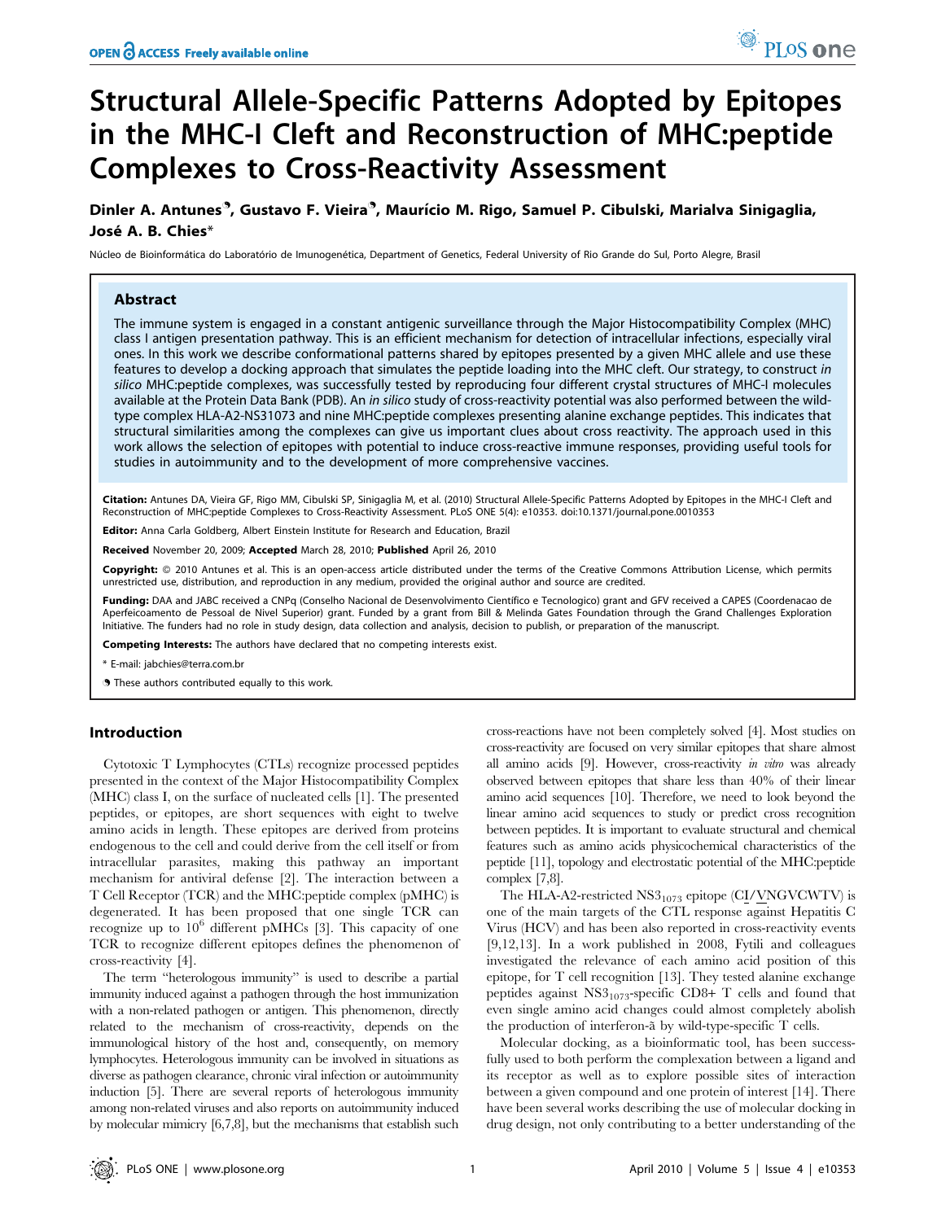# Structural Allele-Specific Patterns Adopted by Epitopes in the MHC-I Cleft and Reconstruction of MHC:peptide Complexes to Cross-Reactivity Assessment

**Dinler A. Antunes[9], Gustavo F. Vieira[9], Maurício M. Rigo, Samuel P. Cibulski, Marialva Sinigaglia, José A. B. Chies***

Núcleo de Bioinformática do Laboratório de Imunogenética, Department of Genetics, Federal University of Rio Grande do Sul, Porto Alegre, Brasil

## Abstract

The immune system is engaged in a constant antigenic surveillance through the Major Histocompatibility Complex (MHC) class I antigen presentation pathway. This is an efficient mechanism for detection of intracellular infections, especially viral ones. In this work we describe conformational patterns shared by epitopes presented by a given MHC allele and use these features to develop a docking approach that simulates the peptide loading into the MHC cleft. Our strategy, to construct *in silico* MHC:peptide complexes, was successfully tested by reproducing four different crystal structures of MHC-I molecules available at the Protein Data Bank (PDB). An *in silico* study of cross-reactivity potential was also performed between the wild-type complex HLA-A2-NS31073 and nine MHC:peptide complexes presenting alanine exchange peptides. This indicates that structural similarities among the complexes can give us important clues about cross reactivity. The approach used in this work allows the selection of epitopes with potential to induce cross-reactive immune responses, providing useful tools for studies in autoimmunity and to the development of more comprehensive vaccines.

**Citation:** Antunes DA, Vieira GF, Rigo MM, Cibulski SP, Sinigaglia M, et al. (2010) Structural Allele-Specific Patterns Adopted by Epitopes in the MHC-I Cleft and Reconstruction of MHC:peptide Complexes to Cross-Reactivity Assessment. PLoS ONE 5(4): e10353. doi:10.1371/journal.pone.0010353

**Editor:** Anna Carla Goldberg, Albert Einstein Institute for Research and Education, Brazil

**Received** November 20, 2009; **Accepted** March 28, 2010; **Published** April 26, 2010

**Copyright:** © 2010 Antunes et al. This is an open-access article distributed under the terms of the Creative Commons Attribution License, which permits unrestricted use, distribution, and reproduction in any medium, provided the original author and source are credited.

**Funding:** DAA and JABC received a CNPq (Conselho Nacional de Desenvolvimento Cientifico e Tecnologico) grant and GFV received a CAPES (Coordenacao de Aperfeicoamento de Pessoal de Nivel Superior) grant. Funded by a grant from Bill & Melinda Gates Foundation through the Grand Challenges Exploration Initiative. The funders had no role in study design, data collection and analysis, decision to publish, or preparation of the manuscript.

**Competing Interests:** The authors have declared that no competing interests exist.

\* E-mail: jabchies@terra.com.br

[9] These authors contributed equally to this work.

## Introduction

Cytotoxic T Lymphocytes (CTLs) recognize processed peptides presented in the context of the Major Histocompatibility Complex (MHC) class I, on the surface of nucleated cells [1]. The presented peptides, or epitopes, are short sequences with eight to twelve amino acids in length. These epitopes are derived from proteins endogenous to the cell and could derive from the cell itself or from intracellular parasites, making this pathway an important mechanism for antiviral defense [2]. The interaction between a T Cell Receptor (TCR) and the MHC:peptide complex (pMHC) is degenerated. It has been proposed that one single TCR can recognize up to $10^6$ different pMHCs [3]. This capacity of one TCR to recognize different epitopes defines the phenomenon of cross-reactivity [4].

The term "heterologous immunity" is used to describe a partial immunity induced against a pathogen through the host immunization with a non-related pathogen or antigen. This phenomenon, directly related to the mechanism of cross-reactivity, depends on the immunological history of the host and, consequently, on memory lymphocytes. Heterologous immunity can be involved in situations as diverse as pathogen clearance, chronic viral infection or autoimmunity induction [5]. There are several reports of heterologous immunity among non-related viruses and also reports on autoimmunity induced by molecular mimicry [6,7,8], but the mechanisms that establish such cross-reactions have not been completely solved [4]. Most studies on cross-reactivity are focused on very similar epitopes that share almost all amino acids [9]. However, cross-reactivity *in vitro* was already observed between epitopes that share less than 40% of their linear amino acid sequences [10]. Therefore, we need to look beyond the linear amino acid sequences to study or predict cross recognition between peptides. It is important to evaluate structural and chemical features such as amino acids physicochemical characteristics of the peptide [11], topology and electrostatic potential of the MHC:peptide complex [7,8].

The HLA-A2-restricted $NS3_{1073}$ epitope (CI/VNGVCWTV) is one of the main targets of the CTL response against Hepatitis C Virus (HCV) and has been also reported in cross-reactivity events [9,12,13]. In a work published in 2008, Fytili and colleagues investigated the relevance of each amino acid position of this epitope, for T cell recognition [13]. They tested alanine exchange peptides against $NS3_{1073}$-specific CD8+ T cells and found that even single amino acid changes could almost completely abolish the production of interferon-ã by wild-type-specific T cells.

Molecular docking, as a bioinformatic tool, has been successfully used to both perform the complexation between a ligand and its receptor as well as to explore possible sites of interaction between a given compound and one protein of interest [14]. There have been several works describing the use of molecular docking in drug design, not only contributing to a better understanding of the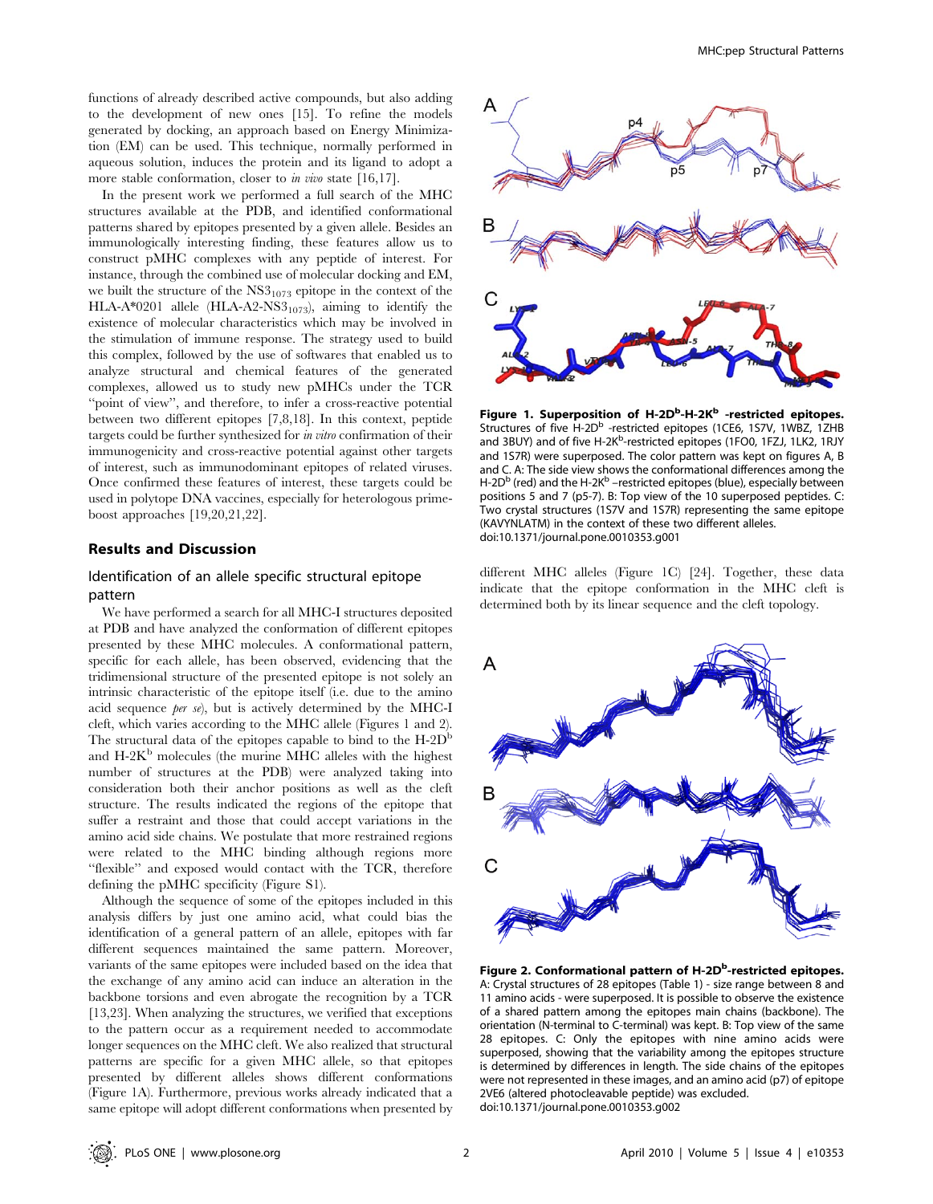functions of already described active compounds, but also adding to the development of new ones [15]. To refine the models generated by docking, an approach based on Energy Minimization (EM) can be used. This technique, normally performed in aqueous solution, induces the protein and its ligand to adopt a more stable conformation, closer to *in vivo* state [16,17].

In the present work we performed a full search of the MHC structures available at the PDB, and identified conformational patterns shared by epitopes presented by a given allele. Besides an immunologically interesting finding, these features allow us to construct pMHC complexes with any peptide of interest. For instance, through the combined use of molecular docking and EM, we built the structure of the $NS3_{1073}$ epitope in the context of the HLA-A*0201 allele (HLA-A2-$NS3_{1073}$), aiming to identify the existence of molecular characteristics which may be involved in the stimulation of immune response. The strategy used to build this complex, followed by the use of softwares that enabled us to analyze structural and chemical features of the generated complexes, allowed us to study new pMHCs under the TCR "point of view", and therefore, to infer a cross-reactive potential between two different epitopes [7,8,18]. In this context, peptide targets could be further synthesized for *in vitro* confirmation of their immunogenicity and cross-reactive potential against other targets of interest, such as immunodominant epitopes of related viruses. Once confirmed these features of interest, these targets could be used in polytope DNA vaccines, especially for heterologous prime-boost approaches [19,20,21,22].

## Results and Discussion

### Identification of an allele specific structural epitope pattern

We have performed a search for all MHC-I structures deposited at PDB and have analyzed the conformation of different epitopes presented by these MHC molecules. A conformational pattern, specific for each allele, has been observed, evidencing that the tridimensional structure of the presented epitope is not solely an intrinsic characteristic of the epitope itself (i.e. due to the amino acid sequence *per se*), but is actively determined by the MHC-I cleft, which varies according to the MHC allele (Figures 1 and 2). The structural data of the epitopes capable to bind to the H-2D$^b$ and H-2K$^b$ molecules (the murine MHC alleles with the highest number of structures at the PDB) were analyzed taking into consideration both their anchor positions as well as the cleft structure. The results indicated the regions of the epitope that suffer a restraint and those that could accept variations in the amino acid side chains. We postulate that more restrained regions were related to the MHC binding although regions more "flexible" and exposed would contact with the TCR, therefore defining the pMHC specificity (Figure S1).

Although the sequence of some of the epitopes included in this analysis differs by just one amino acid, what could bias the identification of a general pattern of an allele, epitopes with far different sequences maintained the same pattern. Moreover, variants of the same epitopes were included based on the idea that the exchange of any amino acid can induce an alteration in the backbone torsions and even abrogate the recognition by a TCR [13,23]. When analyzing the structures, we verified that exceptions to the pattern occur as a requirement needed to accommodate longer sequences on the MHC cleft. We also realized that structural patterns are specific for a given MHC allele, so that epitopes presented by different alleles shows different conformations (Figure 1A). Furthermore, previous works already indicated that a same epitope will adopt different conformations when presented by different MHC alleles (Figure 1C) [24]. Together, these data indicate that the epitope conformation in the MHC cleft is determined both by its linear sequence and the cleft topology.

**Figure 1. Superposition of H-2D$^b$-H-2K$^b$ -restricted epitopes.** Structures of five H-2D$^b$ -restricted epitopes (1CE6, 1S7V, 1WBZ, 1ZHB and 3BUY) and of five H-2K$^b$-restricted epitopes (1FO0, 1FZJ, 1LK2, 1RJY and 1S7R) were superposed. The color pattern was kept on figures A, B and C. A: The side view shows the conformational differences among the H-2D$^b$ (red) and the H-2K$^b$ –restricted epitopes (blue), especially between positions 5 and 7 (p5-7). B: Top view of the 10 superposed peptides. C: Two crystal structures (1S7V and 1S7R) representing the same epitope (KAVYNLATM) in the context of these two different alleles.
doi:10.1371/journal.pone.0010353.g001

**Figure 2. Conformational pattern of H-2D$^b$-restricted epitopes.** A: Crystal structures of 28 epitopes (Table 1) - size range between 8 and 11 amino acids - were superposed. It is possible to observe the existence of a shared pattern among the epitopes main chains (backbone). The orientation (N-terminal to C-terminal) was kept. B: Top view of the same 28 epitopes. C: Only the epitopes with nine amino acids were superposed, showing that the variability among the epitopes structure is determined by differences in length. The side chains of the epitopes were not represented in these images, and an amino acid (p7) of epitope 2VE6 (altered photocleavable peptide) was excluded.
doi:10.1371/journal.pone.0010353.g002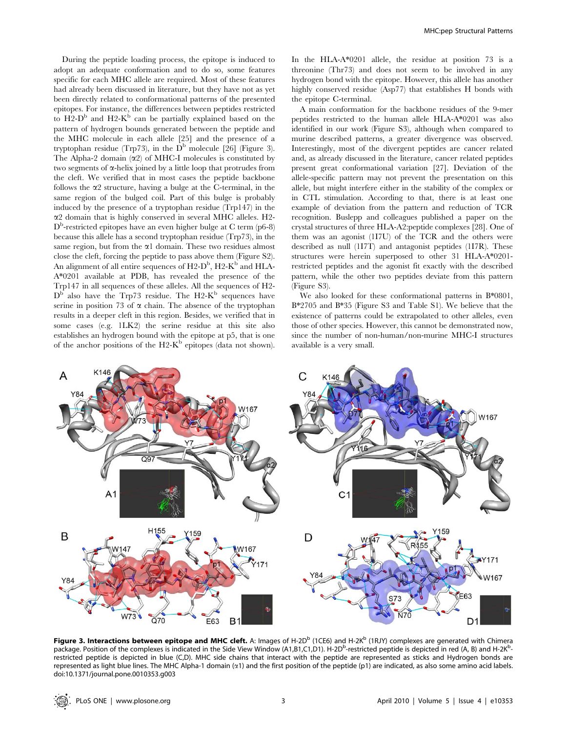During the peptide loading process, the epitope is induced to adopt an adequate conformation and to do so, some features specific for each MHC allele are required. Most of these features had already been discussed in literature, but they have not as yet been directly related to conformational patterns of the presented epitopes. For instance, the differences between peptides restricted to H2-D$^b$ and H2-K$^b$ can be partially explained based on the pattern of hydrogen bounds generated between the peptide and the MHC molecule in each allele [25] and the presence of a tryptophan residue (Trp73), in the D$^b$ molecule [26] (Figure 3). The Alpha-2 domain (α2) of MHC-I molecules is constituted by two segments of α-helix joined by a little loop that protrudes from the cleft. We verified that in most cases the peptide backbone follows the α2 structure, having a bulge at the C-terminal, in the same region of the bulged coil. Part of this bulge is probably induced by the presence of a tryptophan residue (Trp147) in the α2 domain that is highly conserved in several MHC alleles. H2-D$^b$-restricted epitopes have an even higher bulge at C term (p6-8) because this allele has a second tryptophan residue (Trp73), in the same region, but from the α1 domain. These two residues almost close the cleft, forcing the peptide to pass above them (Figure S2). An alignment of all entire sequences of H2-D$^b$, H2-K$^b$ and HLA-A*0201 available at PDB, has revealed the presence of the Trp147 in all sequences of these alleles. All the sequences of H2-D$^b$ also have the Trp73 residue. The H2-K$^b$ sequences have serine in position 73 of α chain. The absence of the tryptophan results in a deeper cleft in this region. Besides, we verified that in some cases (e.g. 1LK2) the serine residue at this site also establishes an hydrogen bound with the epitope at p5, that is one of the anchor positions of the H2-K$^b$ epitopes (data not shown). In the HLA-A*0201 allele, the residue at position 73 is a threonine (Thr73) and does not seem to be involved in any hydrogen bond with the epitope. However, this allele has another highly conserved residue (Asp77) that establishes H bonds with the epitope C-terminal.

A main conformation for the backbone residues of the 9-mer peptides restricted to the human allele HLA-A*0201 was also identified in our work (Figure S3), although when compared to murine described patterns, a greater divergence was observed. Interestingly, most of the divergent peptides are cancer related and, as already discussed in the literature, cancer related peptides present great conformational variation [27]. Deviation of the allele-specific pattern may not prevent the presentation on this allele, but might interfere either in the stability of the complex or in CTL stimulation. According to that, there is at least one example of deviation from the pattern and reduction of TCR recognition. Buslepp and colleagues published a paper on the crystal structures of three HLA-A2:peptide complexes [28]. One of them was an agonist (1I7U) of the TCR and the others were described as null (1I7T) and antagonist peptides (1I7R). These structures were herein superposed to other 31 HLA-A*0201-restricted peptides and the agonist fit exactly with the described pattern, while the other two peptides deviate from this pattern (Figure S3).

We also looked for these conformational patterns in B*0801, B*2705 and B*35 (Figure S3 and Table S1). We believe that the existence of patterns could be extrapolated to other alleles, even those of other species. However, this cannot be demonstrated now, since the number of non-human/non-murine MHC-I structures available is a very small.

**Figure 3. Interactions between epitope and MHC cleft.** A: Images of H-2D$^b$ (1CE6) and H-2K$^b$ (1RJY) complexes are generated with Chimera package. Position of the complexes is indicated in the Side View Window (A1,B1,C1,D1). H-2D$^b$-restricted peptide is depicted in red (A, B) and H-2K$^b$-restricted peptide is depicted in blue (C,D). MHC side chains that interact with the peptide are represented as sticks and Hydrogen bonds are represented as light blue lines. The MHC Alpha-1 domain (α1) and the first position of the peptide (p1) are indicated, as also some amino acid labels. doi:10.1371/journal.pone.0010353.g003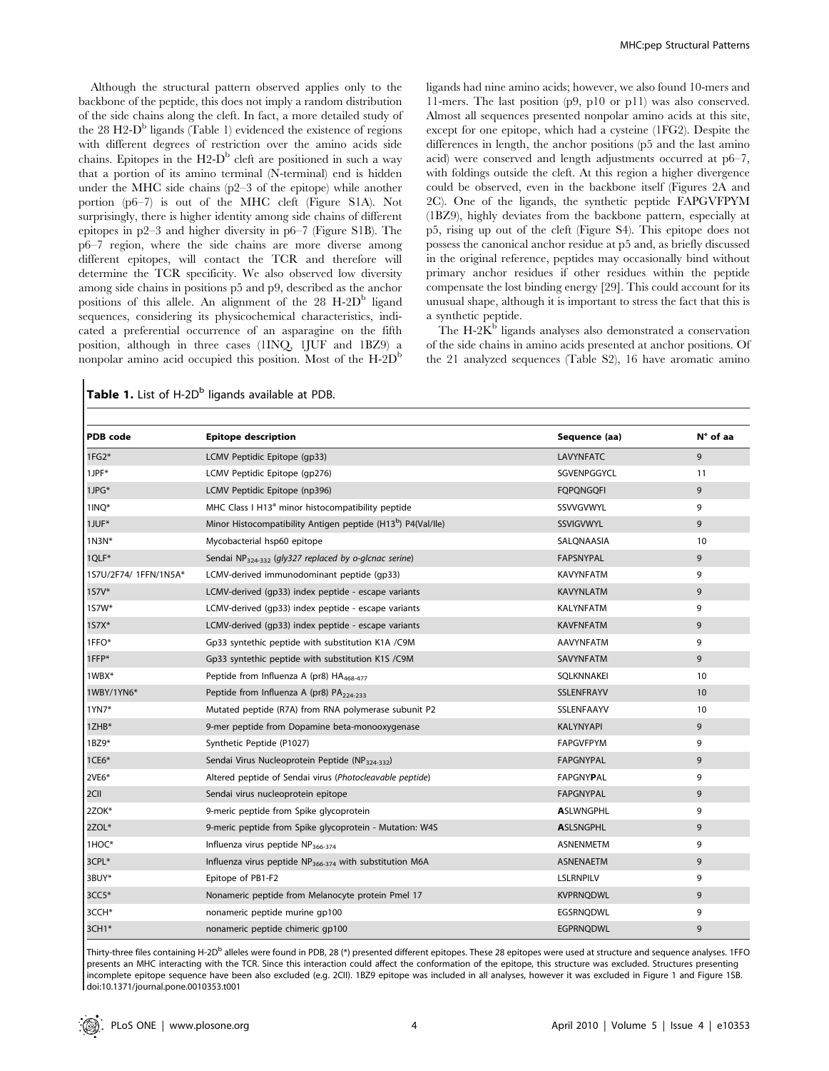Although the structural pattern observed applies only to the backbone of the peptide, this does not imply a random distribution of the side chains along the cleft. In fact, a more detailed study of the 28 H2-D$^b$ ligands (Table 1) evidenced the existence of regions with different degrees of restriction over the amino acids side chains. Epitopes in the H2-D$^b$ cleft are positioned in such a way that a portion of its amino terminal (N-terminal) end is hidden under the MHC side chains (p2–3 of the epitope) while another portion (p6–7) is out of the MHC cleft (Figure S1A). Not surprisingly, there is higher identity among side chains of different epitopes in p2–3 and higher diversity in p6–7 (Figure S1B). The p6–7 region, where the side chains are more diverse among different epitopes, will contact the TCR and therefore will determine the TCR specificity. We also observed low diversity among side chains in positions p5 and p9, described as the anchor positions of this allele. An alignment of the 28 H-2D$^b$ ligand sequences, considering its physicochemical characteristics, indicated a preferential occurrence of an asparagine on the fifth position, although in three cases (1INQ, 1JUF and 1BZ9) a nonpolar amino acid occupied this position. Most of the H-2D$^b$ ligands had nine amino acids; however, we also found 10-mers and 11-mers. The last position (p9, p10 or p11) was also conserved. Almost all sequences presented nonpolar amino acids at this site, except for one epitope, which had a cysteine (1FG2). Despite the differences in length, the anchor positions (p5 and the last amino acid) were conserved and length adjustments occurred at p6–7, with foldings outside the cleft. At this region a higher divergence could be observed, even in the backbone itself (Figures 2A and 2C). One of the ligands, the synthetic peptide FAPGVFPYM (1BZ9), highly deviates from the backbone pattern, especially at p5, rising up out of the cleft (Figure S4). This epitope does not possess the canonical anchor residue at p5 and, as briefly discussed in the original reference, peptides may occasionally bind without primary anchor residues if other residues within the peptide compensate the lost binding energy [29]. This could account for its unusual shape, although it is important to stress the fact that this is a synthetic peptide.

The H-2K$^b$ ligands analyses also demonstrated a conservation of the side chains in amino acids presented at anchor positions. Of the 21 analyzed sequences (Table S2), 16 have aromatic amino

**Table 1.** List of H-2D$^b$ ligands available at PDB.

| PDB code | Epitope description | Sequence (aa) | N° of aa |
|---|---|---|---|
| 1FG2* | LCMV Peptidic Epitope (gp33) | LAVYNFATC | 9 |
| 1JPF* | LCMV Peptidic Epitope (gp276) | SGVENPGGYCL | 11 |
| 1JPG* | LCMV Peptidic Epitope (np396) | FQPQNGQFI | 9 |
| 1INQ* | MHC Class I H13$^a$ minor histocompatibility peptide | SSVVGVWYL | 9 |
| 1JUF* | Minor Histocompatibility Antigen peptide (H13$^b$) P4(Val/Ile) | SSVIGVWYL | 9 |
| 1N3N* | Mycobacterial hsp60 epitope | SALQNAASIA | 10 |
| 1QLF* | Sendai $NP_{324-332}$ (*gly327 replaced by o-glcnac serine*) | FAPSNYPAL | 9 |
| 1S7U/2F74/ 1FFN/1N5A* | LCMV-derived immunodominant peptide (gp33) | KAVYNFATM | 9 |
| 1S7V* | LCMV-derived (gp33) index peptide - escape variants | KAVYNLATM | 9 |
| 1S7W* | LCMV-derived (gp33) index peptide - escape variants | KALYNFATM | 9 |
| 1S7X* | LCMV-derived (gp33) index peptide - escape variants | KAVFNFATM | 9 |
| 1FFO* | Gp33 syntethic peptide with substitution K1A /C9M | AAVYNFATM | 9 |
| 1FFP* | Gp33 syntethic peptide with substitution K1S /C9M | SAVYNFATM | 9 |
| 1WBX* | Peptide from Influenza A (pr8) $HA_{468-477}$ | SQLKNNAKEI | 10 |
| 1WBY/1YN6* | Peptide from Influenza A (pr8) $PA_{224-233}$ | SSLENFRAYV | 10 |
| 1YN7* | Mutated peptide (R7A) from RNA polymerase subunit P2 | SSLENFAAYV | 10 |
| 1ZHB* | 9-mer peptide from Dopamine beta-monooxygenase | KALYNYAPI | 9 |
| 1BZ9* | Synthetic Peptide (P1027) | FAPGVFPYM | 9 |
| 1CE6* | Sendai Virus Nucleoprotein Peptide ($NP_{324-332}$) | FAPGNYPAL | 9 |
| 2VE6* | Altered peptide of Sendai virus (*Photocleavable peptide*) | FAPGNY**P**AL | 9 |
| 2CII | Sendai virus nucleoprotein epitope | FAPGNYPAL | 9 |
| 2ZOK* | 9-meric peptide from Spike glycoprotein | **A**SLWNGPHL | 9 |
| 2ZOL* | 9-meric peptide from Spike glycoprotein - Mutation: W4S | **A**SLSNGPHL | 9 |
| 1HOC* | Influenza virus peptide $NP_{366-374}$ | ASNENMETM | 9 |
| 3CPL* | Influenza virus peptide $NP_{366-374}$ with substitution M6A | ASNENAETM | 9 |
| 3BUY* | Epitope of PB1-F2 | LSLRNPILV | 9 |
| 3CC5* | Nonameric peptide from Melanocyte protein Pmel 17 | KVPRNQDWL | 9 |
| 3CCH* | nonameric peptide murine gp100 | EGSRNQDWL | 9 |
| 3CH1* | nonameric peptide chimeric gp100 | EGPRNQDWL | 9 |

Thirty-three files containing H-2D$^b$ alleles were found in PDB, 28 (*) presented different epitopes. These 28 epitopes were used at structure and sequence analyses. 1FFO presents an MHC interacting with the TCR. Since this interaction could affect the conformation of the epitope, this structure was excluded. Structures presenting incomplete epitope sequence have been also excluded (e.g. 2CII). 1BZ9 epitope was included in all analyses, however it was excluded in Figure 1 and Figure 1SB.
doi:10.1371/journal.pone.0010353.t001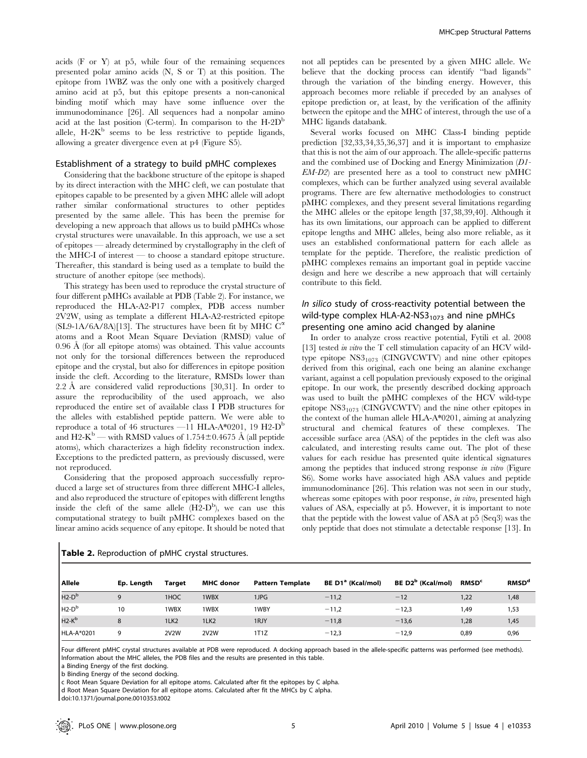acids (F or Y) at p5, while four of the remaining sequences presented polar amino acids (N, S or T) at this position. The epitope from 1WBZ was the only one with a positively charged amino acid at p5, but this epitope presents a non-canonical binding motif which may have some influence over the immunodominance [26]. All sequences had a nonpolar amino acid at the last position (C-term). In comparison to the H-2D$^b$ allele, H-2K$^b$ seems to be less restrictive to peptide ligands, allowing a greater divergence even at p4 (Figure S5).

## Establishment of a strategy to build pMHC complexes

Considering that the backbone structure of the epitope is shaped by its direct interaction with the MHC cleft, we can postulate that epitopes capable to be presented by a given MHC allele will adopt rather similar conformational structures to other peptides presented by the same allele. This has been the premise for developing a new approach that allows us to build pMHCs whose crystal structures were unavailable. In this approach, we use a set of epitopes — already determined by crystallography in the cleft of the MHC-I of interest — to choose a standard epitope structure. Thereafter, this standard is being used as a template to build the structure of another epitope (see methods).

This strategy has been used to reproduce the crystal structure of four different pMHCs available at PDB (Table 2). For instance, we reproduced the HLA-A2-P17 complex, PDB access number 2V2W, using as template a different HLA-A2-restricted epitope (SL9-1A/6A/8A)[13]. The structures have been fit by MHC C$^\alpha$ atoms and a Root Mean Square Deviation (RMSD) value of 0.96 Å (for all epitope atoms) was obtained. This value accounts not only for the torsional differences between the reproduced epitope and the crystal, but also for differences in epitope position inside the cleft. According to the literature, RMSDs lower than 2.2 Å are considered valid reproductions [30,31]. In order to assure the reproducibility of the used approach, we also reproduced the entire set of available class I PDB structures for the alleles with established peptide pattern. We were able to reproduce a total of 46 structures —11 HLA-A*0201, 19 H2-D$^b$ and H2-K$^b$ — with RMSD values of 1.754±0.4675 Å (all peptide atoms), which characterizes a high fidelity reconstruction index. Exceptions to the predicted pattern, as previously discussed, were not reproduced.

Considering that the proposed approach successfully reproduced a large set of structures from three different MHC-I alleles, and also reproduced the structure of epitopes with different lengths inside the cleft of the same allele (H2-D$^b$), we can use this computational strategy to built pMHC complexes based on the linear amino acids sequence of any epitope. It should be noted that not all peptides can be presented by a given MHC allele. We believe that the docking process can identify "bad ligands" through the variation of the binding energy. However, this approach becomes more reliable if preceded by an analyses of epitope prediction or, at least, by the verification of the affinity between the epitope and the MHC of interest, through the use of a MHC ligands databank.

Several works focused on MHC Class-I binding peptide prediction [32,33,34,35,36,37] and it is important to emphasize that this is not the aim of our approach. The allele-specific patterns and the combined use of Docking and Energy Minimization (*D1-EM-D2*) are presented here as a tool to construct new pMHC complexes, which can be further analyzed using several available programs. There are few alternative methodologies to construct pMHC complexes, and they present several limitations regarding the MHC alleles or the epitope length [37,38,39,40]. Although it has its own limitations, our approach can be applied to different epitope lengths and MHC alleles, being also more reliable, as it uses an established conformational pattern for each allele as template for the peptide. Therefore, the realistic prediction of pMHC complexes remains an important goal in peptide vaccine design and here we describe a new approach that will certainly contribute to this field.

## *In silico* study of cross-reactivity potential between the wild-type complex HLA-A2-NS3$_{1073}$ and nine pMHCs presenting one amino acid changed by alanine

In order to analyze cross reactive potential, Fytili et al. 2008 [13] tested *in vitro* the T cell stimulation capacity of an HCV wild-type epitope NS3$_{1073}$ (CINGVCWTV) and nine other epitopes derived from this original, each one being an alanine exchange variant, against a cell population previously exposed to the original epitope. In our work, the presently described docking approach was used to built the pMHC complexes of the HCV wild-type epitope NS3$_{1073}$ (CINGVCWTV) and the nine other epitopes in the context of the human allele HLA-A*0201, aiming at analyzing structural and chemical features of these complexes. The accessible surface area (ASA) of the peptides in the cleft was also calculated, and interesting results came out. The plot of these values for each residue has presented quite identical signatures among the peptides that induced strong response *in vitro* (Figure S6). Some works have associated high ASA values and peptide immunodominance [26]. This relation was not seen in our study, whereas some epitopes with poor response, *in vitro*, presented high values of ASA, especially at p5. However, it is important to note that the peptide with the lowest value of ASA at p5 (Seq3) was the only peptide that does not stimulate a detectable response [13]. In

**Table 2.** Reproduction of pMHC crystal structures.

| Allele | Ep. Length | Target | MHC donor | Pattern Template | BE D1[a] (Kcal/mol) | BE D2[b] (Kcal/mol) | RMSD[c] | RMSD[d] |
|---|---|---|---|---|---|---|---|---|
| H2-D$^b$ | 9 | 1HOC | 1WBX | 1JPG | −11,2 | −12 | 1,22 | 1,48 |
| H2-D$^b$ | 10 | 1WBX | 1WBX | 1WBY | −11,2 | −12,3 | 1,49 | 1,53 |
| H2-K$^b$ | 8 | 1LK2 | 1LK2 | 1RJY | −11,8 | −13,6 | 1,28 | 1,45 |
| HLA-A*0201 | 9 | 2V2W | 2V2W | 1T1Z | −12,3 | −12,9 | 0,89 | 0,96 |

Four different pMHC crystal structures available at PDB were reproduced. A docking approach based in the allele-specific patterns was performed (see methods). Information about the MHC alleles, the PDB files and the results are presented in this table.
a Binding Energy of the first docking.
b Binding Energy of the second docking.
c Root Mean Square Deviation for all epitope atoms. Calculated after fit the epitopes by C alpha.
d Root Mean Square Deviation for all epitope atoms. Calculated after fit the MHCs by C alpha.
doi:10.1371/journal.pone.0010353.t002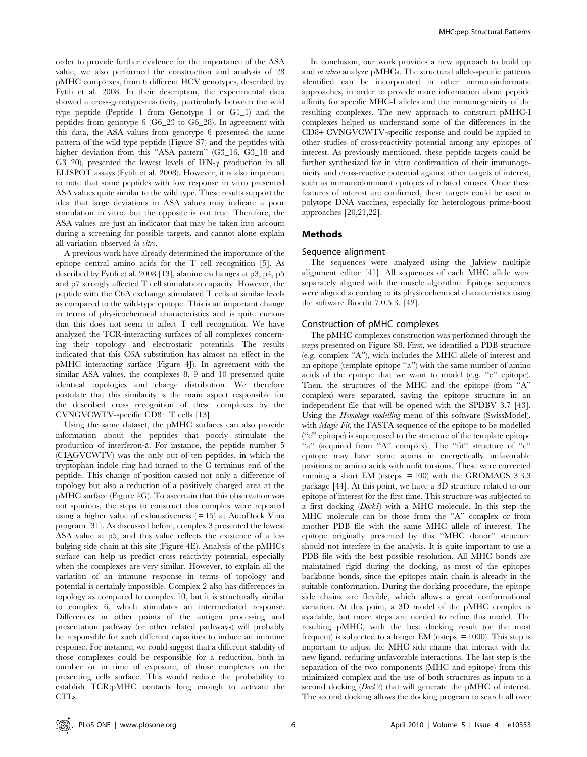order to provide further evidence for the importance of the ASA value, we also performed the construction and analysis of 28 pMHC complexes, from 6 different HCV genotypes, described by Fytili et al. 2008. In their description, the experimental data showed a cross-genotype-reactivity, particularly between the wild type peptide (Peptide 1 from Genotype 1 or G1_1) and the peptides from genotype 6 (G6_23 to G6_28). In agreement with this data, the ASA values from genotype 6 presented the same pattern of the wild type peptide (Figure S7) and the peptides with higher deviation from this "ASA pattern" (G3_16, G3_18 and G3_20), presented the lowest levels of IFN-γ production in all ELISPOT assays (Fytili et al. 2008). However, it is also important to note that some peptides with low response in vitro presented ASA values quite similar to the wild type. These results support the idea that large deviations in ASA values may indicate a poor stimulation in vitro, but the opposite is not true. Therefore, the ASA values are just an indicator that may be taken into account during a screening for possible targets, and cannot alone explain all variation observed *in vitro*.

A previous work have already determined the importance of the epitope central amino acids for the T cell recognition [5]. As described by Fytili et al. 2008 [13], alanine exchanges at p3, p4, p5 and p7 strongly affected T cell stimulation capacity. However, the peptide with the C6A exchange stimulated T cells at similar levels as compared to the wild-type epitope. This is an important change in terms of physicochemical characteristics and is quite curious that this does not seem to affect T cell recognition. We have analyzed the TCR-interacting surfaces of all complexes concerning their topology and electrostatic potentials. The results indicated that this C6A substitution has almost no effect in the pMHC interacting surface (Figure 4J). In agreement with the similar ASA values, the complexes 8, 9 and 10 presented quite identical topologies and charge distribution. We therefore postulate that this similarity is the main aspect responsible for the described cross recognition of these complexes by the CVNGVCWTV-specific CD8+ T cells [13].

Using the same dataset, the pMHC surfaces can also provide information about the peptides that poorly stimulate the production of interferon-ã. For instance, the peptide number 5 (CIAGVCWTV) was the only out of ten peptides, in which the tryptophan indole ring had turned to the C terminus end of the peptide. This change of position caused not only a difference of topology but also a reduction of a positively charged area at the pMHC surface (Figure 4G). To ascertain that this observation was not spurious, the steps to construct this complex were repeated using a higher value of exhaustiveness (= 15) at AutoDock Vina program [31]. As discussed before, complex 3 presented the lowest ASA value at p5, and this value reflects the existence of a less bulging side chain at this site (Figure 4E). Analysis of the pMHCs surface can help us predict cross reactivity potential, especially when the complexes are very similar. However, to explain all the variation of an immune response in terms of topology and potential is certainly impossible. Complex 2 also has differences in topology as compared to complex 10, but it is structurally similar to complex 6, which stimulates an intermediated response. Differences in other points of the antigen processing and presentation pathway (or other related pathways) will probably be responsible for such different capacities to induce an immune response. For instance, we could suggest that a different stability of those complexes could be responsible for a reduction, both in number or in time of exposure, of those complexes on the presenting cells surface. This would reduce the probability to establish TCR:pMHC contacts long enough to activate the CTLs.

In conclusion, our work provides a new approach to build up and *in silico* analyze pMHCs. The structural allele-specific patterns identified can be incorporated in other immunoinformatic approaches, in order to provide more information about peptide affinity for specific MHC-I alleles and the immunogenicity of the resulting complexes. The new approach to construct pMHC-I complexes helped us understand some of the differences in the CD8+ CVNGVCWTV-specific response and could be applied to other studies of cross-reactivity potential among any epitopes of interest. As previously mentioned, these peptide targets could be further synthesized for in vitro confirmation of their immunogenicity and cross-reactive potential against other targets of interest, such as immunodominant epitopes of related viruses. Once these features of interest are confirmed, these targets could be used in polytope DNA vaccines, especially for heterologous prime-boost approaches [20,21,22].

## Methods

### Sequence alignment

The sequences were analyzed using the Jalview multiple alignment editor [41]. All sequences of each MHC allele were separately aligned with the muscle algorithm. Epitope sequences were aligned according to its physicochemical characteristics using the software Bioedit 7.0.5.3. [42].

### Construction of pMHC complexes

The pMHC complexes construction was performed through the steps presented on Figure S8. First, we identified a PDB structure (e.g. complex "A"), wich includes the MHC allele of interest and an epitope (template epitope "a") with the same number of amino acids of the epitope that we want to model (e.g. "c" epitope). Then, the structures of the MHC and the epitope (from "A" complex) were separated, saving the epitope structure in an independent file that will be opened with the SPDBV 3.7 [43]. Using the *Homology modelling* menu of this software (SwissModel), with *Magic Fit*, the FASTA sequence of the epitope to be modelled ("c" epitope) is superposed to the structure of the template epitope "a" (acquired from "A" complex). The "fit" structure of "c" epitope may have some atoms in energetically unfavorable positions or amino acids with unfit torsions. These were corrected running a short EM (nsteps = 100) with the GROMACS 3.3.3 package [44]. At this point, we have a 3D structure related to our epitope of interest for the first time. This structure was subjected to a first docking (*Dock1*) with a MHC molecule. In this step the MHC molecule can be those from the "A" complex or from another PDB file with the same MHC allele of interest. The epitope originally presented by this "MHC donor" structure should not interfere in the analysis. It is quite important to use a PDB file with the best possible resolution. All MHC bonds are maintained rigid during the docking, as most of the epitopes backbone bonds, since the epitopes main chain is already in the suitable conformation. During the docking procedure, the epitope side chains are flexible, which allows a great conformational variation. At this point, a 3D model of the pMHC complex is available, but more steps are needed to refine this model. The resulting pMHC, with the best docking result (or the most frequent) is subjected to a longer EM (nsteps = 1000). This step is important to adjust the MHC side chains that interact with the new ligand, reducing unfavorable interactions. The last step is the separation of the two components (MHC and epitope) from this minimized complex and the use of both structures as inputs to a second docking (*Dock2*) that will generate the pMHC of interest. The second docking allows the docking program to search all over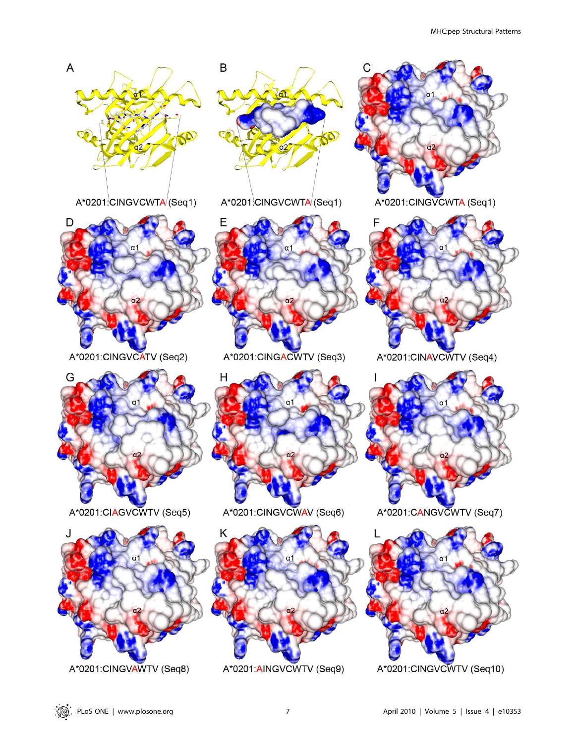A*0201:CINGVCWTA (Seq1)

A*0201:CINGVCWTA (Seq1)

A*0201:CINGVCWTA (Seq1)

A*0201:CINGVCATV (Seq2)

A*0201:CINGACWTV (Seq3)

A*0201:CINAVCWTV (Seq4)

A*0201:CIAGVCWTV (Seq5)

A*0201:CINGVCWAV (Seq6)

A*0201:CANGVCWTV (Seq7)

A*0201:CINGVAWTV (Seq8)

A*0201:AINGVCWTV (Seq9)

A*0201:CINGVCWTV (Seq10)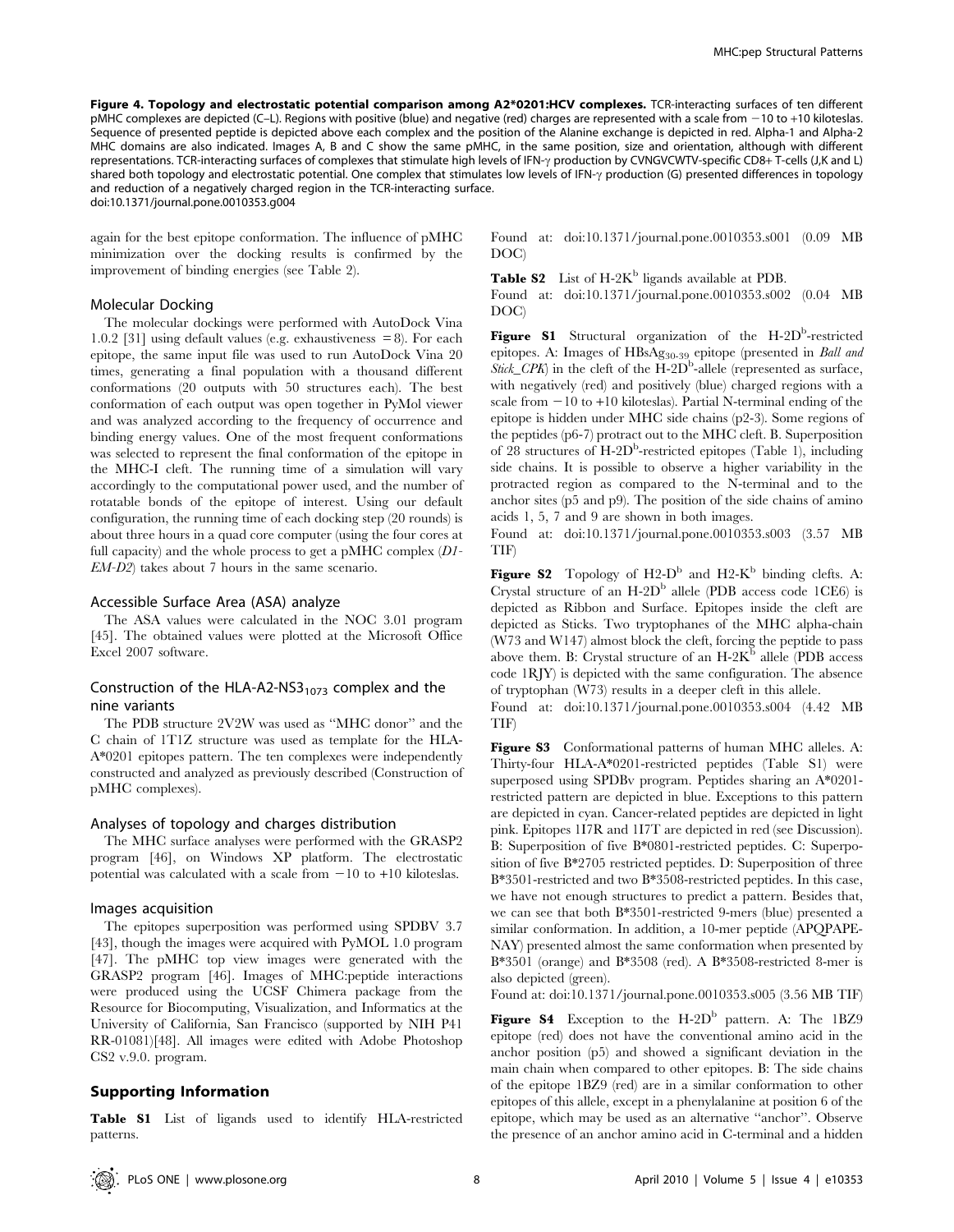**Figure 4. Topology and electrostatic potential comparison among A2*0201:HCV complexes.** TCR-interacting surfaces of ten different pMHC complexes are depicted (C–L). Regions with positive (blue) and negative (red) charges are represented with a scale from −10 to +10 kiloteslas. Sequence of presented peptide is depicted above each complex and the position of the Alanine exchange is depicted in red. Alpha-1 and Alpha-2 MHC domains are also indicated. Images A, B and C show the same pMHC, in the same position, size and orientation, although with different representations. TCR-interacting surfaces of complexes that stimulate high levels of IFN-γ production by CVNGVCWTV-specific CD8+ T-cells (J,K and L) shared both topology and electrostatic potential. One complex that stimulates low levels of IFN-γ production (G) presented differences in topology and reduction of a negatively charged region in the TCR-interacting surface.
doi:10.1371/journal.pone.0010353.g004

again for the best epitope conformation. The influence of pMHC minimization over the docking results is confirmed by the improvement of binding energies (see Table 2).

### Molecular Docking

The molecular dockings were performed with AutoDock Vina 1.0.2 [31] using default values (e.g. exhaustiveness = 8). For each epitope, the same input file was used to run AutoDock Vina 20 times, generating a final population with a thousand different conformations (20 outputs with 50 structures each). The best conformation of each output was open together in PyMol viewer and was analyzed according to the frequency of occurrence and binding energy values. One of the most frequent conformations was selected to represent the final conformation of the epitope in the MHC-I cleft. The running time of a simulation will vary accordingly to the computational power used, and the number of rotatable bonds of the epitope of interest. Using our default configuration, the running time of each docking step (20 rounds) is about three hours in a quad core computer (using the four cores at full capacity) and the whole process to get a pMHC complex (*D1-EM-D2*) takes about 7 hours in the same scenario.

### Accessible Surface Area (ASA) analyze

The ASA values were calculated in the NOC 3.01 program [45]. The obtained values were plotted at the Microsoft Office Excel 2007 software.

### Construction of the HLA-A2-$NS3_{1073}$ complex and the nine variants

The PDB structure 2V2W was used as "MHC donor" and the C chain of 1T1Z structure was used as template for the HLA-A*0201 epitopes pattern. The ten complexes were independently constructed and analyzed as previously described (Construction of pMHC complexes).

### Analyses of topology and charges distribution

The MHC surface analyses were performed with the GRASP2 program [46], on Windows XP platform. The electrostatic potential was calculated with a scale from −10 to +10 kiloteslas.

### Images acquisition

The epitopes superposition was performed using SPDBV 3.7 [43], though the images were acquired with PyMOL 1.0 program [47]. The pMHC top view images were generated with the GRASP2 program [46]. Images of MHC:peptide interactions were produced using the UCSF Chimera package from the Resource for Biocomputing, Visualization, and Informatics at the University of California, San Francisco (supported by NIH P41 RR-01081)[48]. All images were edited with Adobe Photoshop CS2 v.9.0. program.

## Supporting Information

**Table S1** List of ligands used to identify HLA-restricted patterns.

Found at: doi:10.1371/journal.pone.0010353.s001 (0.09 MB DOC)

**Table S2** List of H-2K$^b$ ligands available at PDB.

Found at: doi:10.1371/journal.pone.0010353.s002 (0.04 MB DOC)

**Figure S1** Structural organization of the H-2D$^b$-restricted epitopes. A: Images of $HBsAg_{30-39}$ epitope (presented in *Ball and Stick_CPK*) in the cleft of the H-2D$^b$-allele (represented as surface, with negatively (red) and positively (blue) charged regions with a scale from −10 to +10 kiloteslas). Partial N-terminal ending of the epitope is hidden under MHC side chains (p2-3). Some regions of the peptides (p6-7) protract out to the MHC cleft. B. Superposition of 28 structures of H-2D$^b$-restricted epitopes (Table 1), including side chains. It is possible to observe a higher variability in the protracted region as compared to the N-terminal and to the anchor sites (p5 and p9). The position of the side chains of amino acids 1, 5, 7 and 9 are shown in both images.

Found at: doi:10.1371/journal.pone.0010353.s003 (3.57 MB TIF)

**Figure S2** Topology of H2-D$^b$ and H2-K$^b$ binding clefts. A: Crystal structure of an H-2D$^b$ allele (PDB access code 1CE6) is depicted as Ribbon and Surface. Epitopes inside the cleft are depicted as Sticks. Two tryptophanes of the MHC alpha-chain (W73 and W147) almost block the cleft, forcing the peptide to pass above them. B: Crystal structure of an H-2K$^b$ allele (PDB access code 1RJY) is depicted with the same configuration. The absence of tryptophan (W73) results in a deeper cleft in this allele.

Found at: doi:10.1371/journal.pone.0010353.s004 (4.42 MB TIF)

**Figure S3** Conformational patterns of human MHC alleles. A: Thirty-four HLA-A*0201-restricted peptides (Table S1) were superposed using SPDBv program. Peptides sharing an A*0201-restricted pattern are depicted in blue. Exceptions to this pattern are depicted in cyan. Cancer-related peptides are depicted in light pink. Epitopes 1I7R and 1I7T are depicted in red (see Discussion). B: Superposition of five B*0801-restricted peptides. C: Superposition of five B*2705 restricted peptides. D: Superposition of three B*3501-restricted and two B*3508-restricted peptides. In this case, we have not enough structures to predict a pattern. Besides that, we can see that both B*3501-restricted 9-mers (blue) presented a similar conformation. In addition, a 10-mer peptide (APQPAPE-NAY) presented almost the same conformation when presented by B*3501 (orange) and B*3508 (red). A B*3508-restricted 8-mer is also depicted (green).

Found at: doi:10.1371/journal.pone.0010353.s005 (3.56 MB TIF)

**Figure S4** Exception to the H-2D$^b$ pattern. A: The 1BZ9 epitope (red) does not have the conventional amino acid in the anchor position (p5) and showed a significant deviation in the main chain when compared to other epitopes. B: The side chains of the epitope 1BZ9 (red) are in a similar conformation to other epitopes of this allele, except in a phenylalanine at position 6 of the epitope, which may be used as an alternative "anchor". Observe the presence of an anchor amino acid in C-terminal and a hidden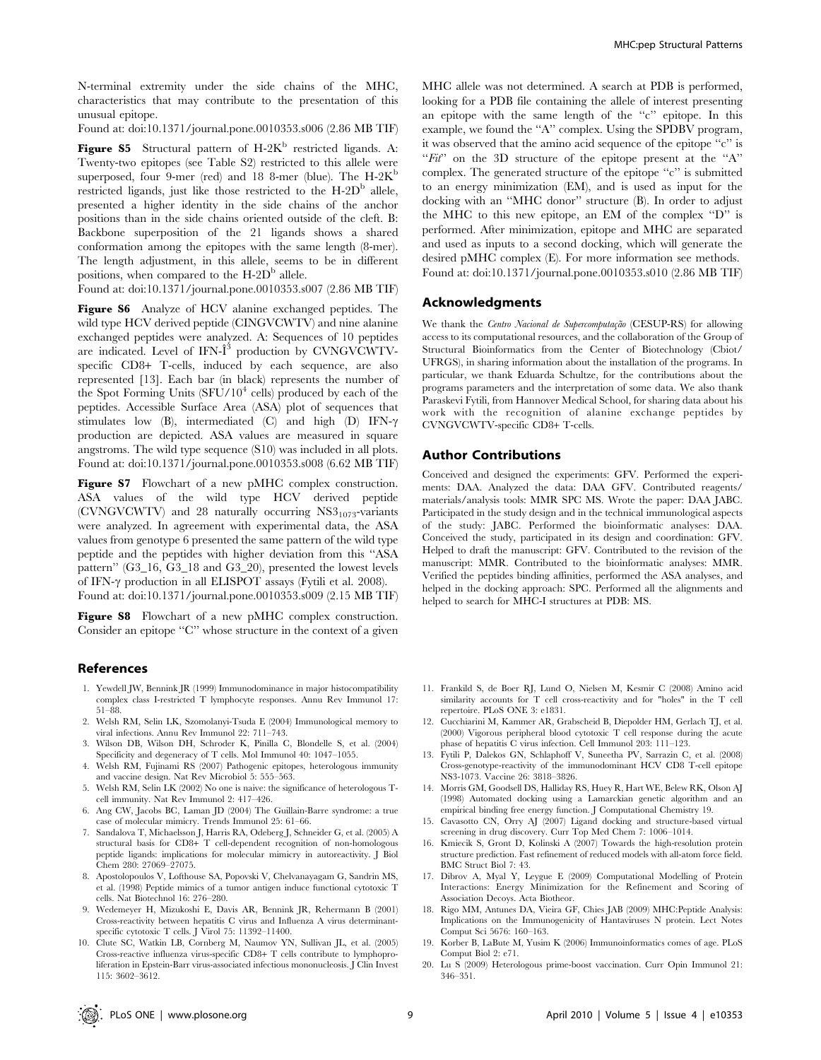N-terminal extremity under the side chains of the MHC, characteristics that may contribute to the presentation of this unusual epitope.

Found at: doi:10.1371/journal.pone.0010353.s006 (2.86 MB TIF)

**Figure S5** Structural pattern of H-2K$^b$ restricted ligands. A: Twenty-two epitopes (see Table S2) restricted to this allele were superposed, four 9-mer (red) and 18 8-mer (blue). The H-2K$^b$ restricted ligands, just like those restricted to the H-2D$^b$ allele, presented a higher identity in the side chains of the anchor positions than in the side chains oriented outside of the cleft. B: Backbone superposition of the 21 ligands shows a shared conformation among the epitopes with the same length (8-mer). The length adjustment, in this allele, seems to be in different positions, when compared to the H-2D$^b$ allele.

Found at: doi:10.1371/journal.pone.0010353.s007 (2.86 MB TIF)

**Figure S6** Analyze of HCV alanine exchanged peptides. The wild type HCV derived peptide (CINGVCWTV) and nine alanine exchanged peptides were analyzed. A: Sequences of 10 peptides are indicated. Level of IFN-Î$^3$ production by CVNGVCWTV-specific CD8+ T-cells, induced by each sequence, are also represented [13]. Each bar (in black) represents the number of the Spot Forming Units (SFU/10$^4$ cells) produced by each of the peptides. Accessible Surface Area (ASA) plot of sequences that stimulates low (B), intermediated (C) and high (D) IFN-$\gamma$ production are depicted. ASA values are measured in square angstroms. The wild type sequence (S10) was included in all plots.

Found at: doi:10.1371/journal.pone.0010353.s008 (6.62 MB TIF)

**Figure S7** Flowchart of a new pMHC complex construction. ASA values of the wild type HCV derived peptide (CVNGVCWTV) and 28 naturally occurring NS3$_{1073}$-variants were analyzed. In agreement with experimental data, the ASA values from genotype 6 presented the same pattern of the wild type peptide and the peptides with higher deviation from this "ASA pattern" (G3_16, G3_18 and G3_20), presented the lowest levels of IFN-$\gamma$ production in all ELISPOT assays (Fytili et al. 2008).

Found at: doi:10.1371/journal.pone.0010353.s009 (2.15 MB TIF)

**Figure S8** Flowchart of a new pMHC complex construction. Consider an epitope "C" whose structure in the context of a given MHC allele was not determined. A search at PDB is performed, looking for a PDB file containing the allele of interest presenting an epitope with the same length of the "c" epitope. In this example, we found the "A" complex. Using the SPDBV program, it was observed that the amino acid sequence of the epitope "c" is "*Fit*" on the 3D structure of the epitope present at the "A" complex. The generated structure of the epitope "c" is submitted to an energy minimization (EM), and is used as input for the docking with an "MHC donor" structure (B). In order to adjust the MHC to this new epitope, an EM of the complex "D" is performed. After minimization, epitope and MHC are separated and used as inputs to a second docking, which will generate the desired pMHC complex (E). For more information see methods.

Found at: doi:10.1371/journal.pone.0010353.s010 (2.86 MB TIF)

## Acknowledgments

We thank the *Centro Nacional de Supercomputação* (CESUP-RS) for allowing access to its computational resources, and the collaboration of the Group of Structural Bioinformatics from the Center of Biotechnology (Cbiot/UFRGS), in sharing information about the installation of the programs. In particular, we thank Eduarda Schultze, for the contributions about the programs parameters and the interpretation of some data. We also thank Paraskevi Fytili, from Hannover Medical School, for sharing data about his work with the recognition of alanine exchange peptides by CVNGVCWTV-specific CD8+ T-cells.

## Author Contributions

Conceived and designed the experiments: GFV. Performed the experiments: DAA. Analyzed the data: DAA GFV. Contributed reagents/materials/analysis tools: MMR SPC MS. Wrote the paper: DAA JABC. Participated in the study design and in the technical immunological aspects of the study: JABC. Performed the bioinformatic analyses: DAA. Conceived the study, participated in its design and coordination: GFV. Helped to draft the manuscript: GFV. Contributed to the revision of the manuscript: MMR. Contributed to the bioinformatic analyses: MMR. Verified the peptides binding affinities, performed the ASA analyses, and helped in the docking approach: SPC. Performed all the alignments and helped to search for MHC-I structures at PDB: MS.

## References

1. Yewdell JW, Bennink JR (1999) Immunodominance in major histocompatibility complex class I-restricted T lymphocyte responses. Annu Rev Immunol 17: 51–88.
2. Welsh RM, Selin LK, Szomolanyi-Tsuda E (2004) Immunological memory to viral infections. Annu Rev Immunol 22: 711–743.
3. Wilson DB, Wilson DH, Schroder K, Pinilla C, Blondelle S, et al. (2004) Specificity and degeneracy of T cells. Mol Immunol 40: 1047–1055.
4. Welsh RM, Fujinami RS (2007) Pathogenic epitopes, heterologous immunity and vaccine design. Nat Rev Microbiol 5: 555–563.
5. Welsh RM, Selin LK (2002) No one is naive: the significance of heterologous T-cell immunity. Nat Rev Immunol 2: 417–426.
6. Ang CW, Jacobs BC, Laman JD (2004) The Guillain-Barre syndrome: a true case of molecular mimicry. Trends Immunol 25: 61–66.
7. Sandalova T, Michaelsson J, Harris RA, Odeberg J, Schneider G, et al. (2005) A structural basis for CD8+ T cell-dependent recognition of non-homologous peptide ligands: implications for molecular mimicry in autoreactivity. J Biol Chem 280: 27069–27075.
8. Apostolopoulos V, Lofthouse SA, Popovski V, Chelvanayagam G, Sandrin MS, et al. (1998) Peptide mimics of a tumor antigen induce functional cytotoxic T cells. Nat Biotechnol 16: 276–280.
9. Wedemeyer H, Mizukoshi E, Davis AR, Bennink JR, Rehermann B (2001) Cross-reactivity between hepatitis C virus and Influenza A virus determinant-specific cytotoxic T cells. J Virol 75: 11392–11400.
10. Clute SC, Watkin LB, Cornberg M, Naumov YN, Sullivan JL, et al. (2005) Cross-reactive influenza virus-specific CD8+ T cells contribute to lymphoproliferation in Epstein-Barr virus-associated infectious mononucleosis. J Clin Invest 115: 3602–3612.
11. Frankild S, de Boer RJ, Lund O, Nielsen M, Kesmir C (2008) Amino acid similarity accounts for T cell cross-reactivity and for "holes" in the T cell repertoire. PLoS ONE 3: e1831.
12. Cucchiarini M, Kammer AR, Grabscheid B, Diepolder HM, Gerlach TJ, et al. (2000) Vigorous peripheral blood cytotoxic T cell response during the acute phase of hepatitis C virus infection. Cell Immunol 203: 111–123.
13. Fytili P, Dalekos GN, Schlaphoff V, Suneetha PV, Sarrazin C, et al. (2008) Cross-genotype-reactivity of the immunodominant HCV CD8 T-cell epitope NS3-1073. Vaccine 26: 3818–3826.
14. Morris GM, Goodsell DS, Halliday RS, Huey R, Hart WE, Belew RK, Olson AJ (1998) Automated docking using a Lamarckian genetic algorithm and an empirical binding free energy function. J Computational Chemistry 19.
15. Cavasotto CN, Orry AJ (2007) Ligand docking and structure-based virtual screening in drug discovery. Curr Top Med Chem 7: 1006–1014.
16. Kmiecik S, Gront D, Kolinski A (2007) Towards the high-resolution protein structure prediction. Fast refinement of reduced models with all-atom force field. BMC Struct Biol 7: 43.
17. Dibrov A, Myal Y, Leygue E (2009) Computational Modelling of Protein Interactions: Energy Minimization for the Refinement and Scoring of Association Decoys. Acta Biotheor.
18. Rigo MM, Antunes DA, Vieira GF, Chies JAB (2009) MHC:Peptide Analysis: Implications on the Immunogenicity of Hantaviruses N protein. Lect Notes Comput Sci 5676: 160–163.
19. Korber B, LaBute M, Yusim K (2006) Immunoinformatics comes of age. PLoS Comput Biol 2: e71.
20. Lu S (2009) Heterologous prime-boost vaccination. Curr Opin Immunol 21: 346–351.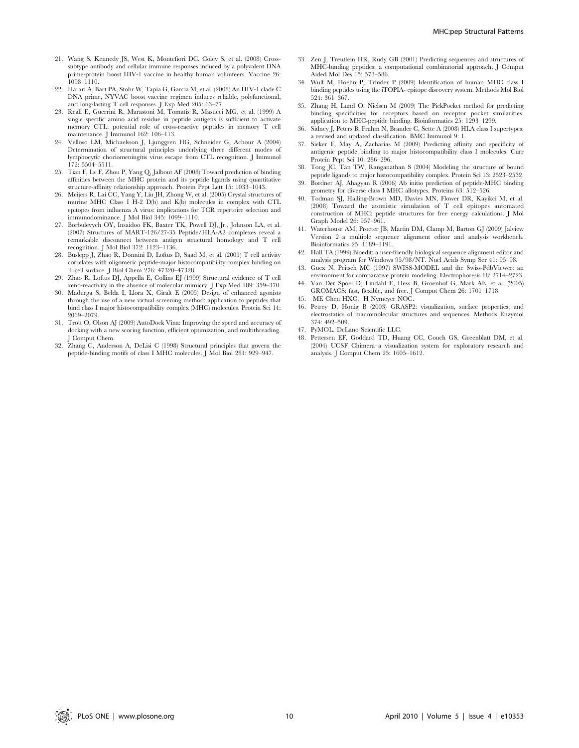21. Wang S, Kennedy JS, West K, Montefiori DC, Coley S, et al. (2008) Cross-subtype antibody and cellular immune responses induced by a polyvalent DNA prime-protein boost HIV-1 vaccine in healthy human volunteers. Vaccine 26: 1098–1110.
22. Harari A, Bart PA, Stohr W, Tapia G, Garcia M, et al. (2008) An HIV-1 clade C DNA prime, NYVAC boost vaccine regimen induces reliable, polyfunctional, and long-lasting T cell responses. J Exp Med 205: 63–77.
23. Reali E, Guerrini R, Marastoni M, Tomatis R, Masucci MG, et al. (1999) A single specific amino acid residue in peptide antigens is sufficient to activate memory CTL: potential role of cross-reactive peptides in memory T cell maintenance. J Immunol 162: 106–113.
24. Velloso LM, Michaelsson J, Ljunggren HG, Schneider G, Achour A (2004) Determination of structural principles underlying three different modes of lymphocytic choriomeningitis virus escape from CTL recognition. J Immunol 172: 5504–5511.
25. Tian F, Lv F, Zhou P, Yang Q, Jalbout AF (2008) Toward prediction of binding affinities between the MHC protein and its peptide ligands using quantitative structure-affinity relationship approach. Protein Pept Lett 15: 1033–1043.
26. Meijers R, Lai CC, Yang Y, Liu JH, Zhong W, et al. (2005) Crystal structures of murine MHC Class I H-2 D(b) and K(b) molecules in complex with CTL epitopes from influenza A virus: implications for TCR repertoire selection and immunodominance. J Mol Biol 345: 1099–1110.
27. Borbulevych OY, Insaidoo FK, Baxter TK, Powell DJ, Jr., Johnson LA, et al. (2007) Structures of MART-126/27-35 Peptide/HLA-A2 complexes reveal a remarkable disconnect between antigen structural homology and T cell recognition. J Mol Biol 372: 1123–1136.
28. Buslepp J, Zhao R, Donnini D, Loftus D, Saad M, et al. (2001) T cell activity correlates with oligomeric peptide-major histocompatibility complex binding on T cell surface. J Biol Chem 276: 47320–47328.
29. Zhao R, Loftus DJ, Appella E, Collins EJ (1999) Structural evidence of T cell xeno-reactivity in the absence of molecular mimicry. J Exp Med 189: 359–370.
30. Madurga S, Belda I, Llora X, Giralt E (2005) Design of enhanced agonists through the use of a new virtual screening method: application to peptides that bind class I major histocompatibility complex (MHC) molecules. Protein Sci 14: 2069–2079.
31. Trott O, Olson AJ (2009) AutoDock Vina: Improving the speed and accuracy of docking with a new scoring function, efficient optimization, and multithreading. J Comput Chem.
32. Zhang C, Anderson A, DeLisi C (1998) Structural principles that govern the peptide-binding motifs of class I MHC molecules. J Mol Biol 281: 929–947.
33. Zen J, Treutlein HR, Rudy GB (2001) Predicting sequences and structures of MHC-binding peptides: a computational combinatorial approach. J Comput Aided Mol Des 15: 573–586.
34. Wulf M, Hoehn P, Trinder P (2009) Identification of human MHC class I binding peptides using the iTOPIA- epitope discovery system. Methods Mol Biol 524: 361–367.
35. Zhang H, Lund O, Nielsen M (2009) The PickPocket method for predicting binding specificities for receptors based on receptor pocket similarities: application to MHC-peptide binding. Bioinformatics 25: 1293–1299.
36. Sidney J, Peters B, Frahm N, Brander C, Sette A (2008) HLA class I supertypes: a revised and updated classification. BMC Immunol 9: 1.
37. Sieker F, May A, Zacharias M (2009) Predicting affinity and specificity of antigenic peptide binding to major histocompatibility class I molecules. Curr Protein Pept Sci 10: 286–296.
38. Tong JC, Tan TW, Ranganathan S (2004) Modeling the structure of bound peptide ligands to major histocompatibility complex. Protein Sci 13: 2523–2532.
39. Bordner AJ, Abagyan R (2006) Ab initio prediction of peptide-MHC binding geometry for diverse class I MHC allotypes. Proteins 63: 512–526.
40. Todman SJ, Halling-Brown MD, Davies MN, Flower DR, Kayikci M, et al. (2008) Toward the atomistic simulation of T cell epitopes automated construction of MHC: peptide structures for free energy calculations. J Mol Graph Model 26: 957–961.
41. Waterhouse AM, Procter JB, Martin DM, Clamp M, Barton GJ (2009) Jalview Version 2–a multiple sequence alignment editor and analysis workbench. Bioinformatics 25: 1189–1191.
42. Hall TA (1999) Bioedit: a user-friendly biological sequence alignment editor and analysis program for Windows 95/98/NT. Nucl Acids Symp Ser 41: 95–98.
43. Guex N, Peitsch MC (1997) SWISS-MODEL and the Swiss-PdbViewer: an environment for comparative protein modeling. Electrophoresis 18: 2714–2723.
44. Van Der Spoel D, Lindahl E, Hess B, Groenhof G, Mark AE, et al. (2005) GROMACS: fast, flexible, and free. J Comput Chem 26: 1701–1718.
45. ME Chen HXC, H Nymeyer NOC.
46. Petrey D, Honig B (2003) GRASP2: visualization, surface properties, and electrostatics of macromolecular structures and sequences. Methods Enzymol 374: 492–509.
47. PyMOL. DeLano Scientific LLC.
48. Pettersen EF, Goddard TD, Huang CC, Couch GS, Greenblatt DM, et al. (2004) UCSF Chimera–a visualization system for exploratory research and analysis. J Comput Chem 25: 1605–1612.